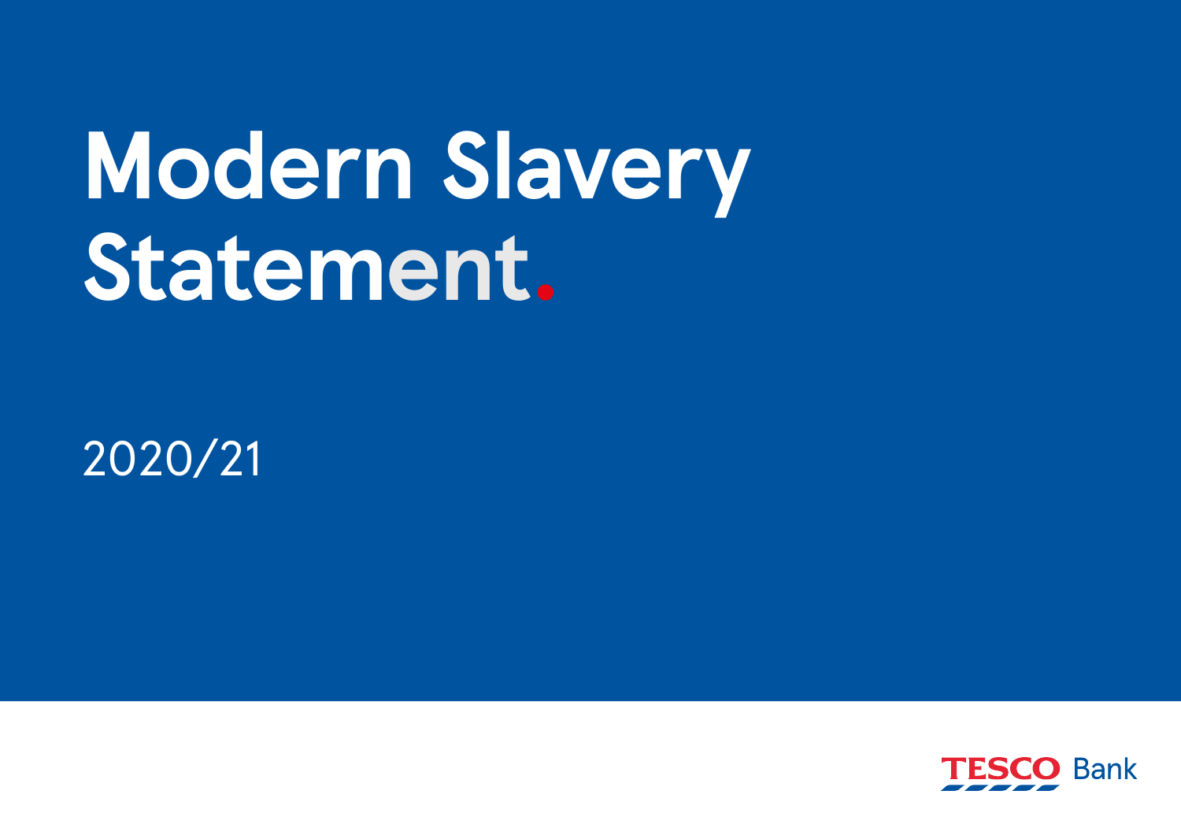# Modern Slavery Statement.

2020/21

TESCO Bank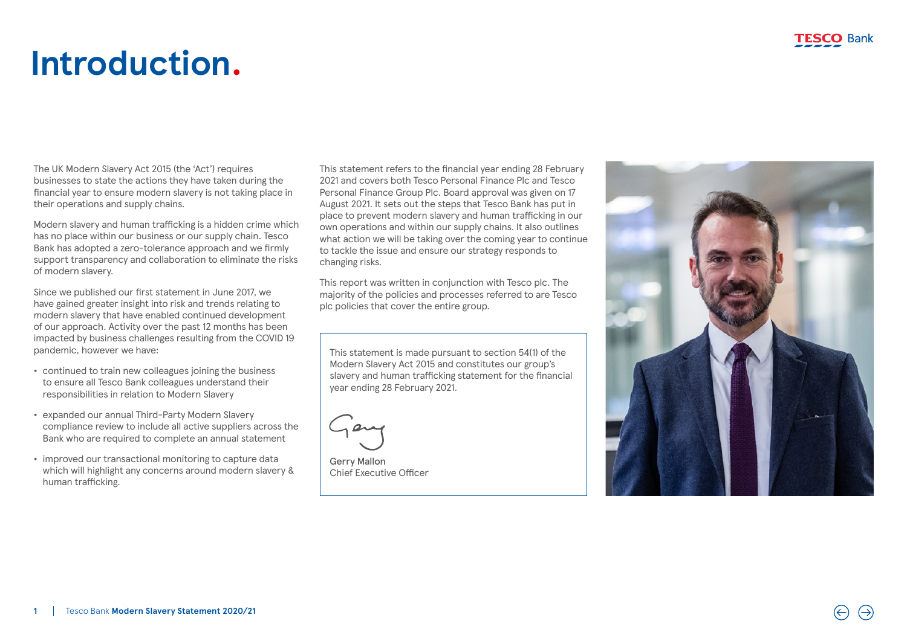# Introduction.

The UK Modern Slavery Act 2015 (the 'Act') requires businesses to state the actions they have taken during the financial year to ensure modern slavery is not taking place in their operations and supply chains.

Modern slavery and human trafficking is a hidden crime which has no place within our business or our supply chain. Tesco Bank has adopted a zero-tolerance approach and we firmly support transparency and collaboration to eliminate the risks of modern slavery.

Since we published our first statement in June 2017, we have gained greater insight into risk and trends relating to modern slavery that have enabled continued development of our approach. Activity over the past 12 months has been impacted by business challenges resulting from the COVID 19 pandemic, however we have:

- continued to train new colleagues joining the business to ensure all Tesco Bank colleagues understand their responsibilities in relation to Modern Slavery
- expanded our annual Third-Party Modern Slavery compliance review to include all active suppliers across the Bank who are required to complete an annual statement
- improved our transactional monitoring to capture data which will highlight any concerns around modern slavery & human trafficking.

This statement refers to the financial year ending 28 February 2021 and covers both Tesco Personal Finance Plc and Tesco Personal Finance Group Plc. Board approval was given on 17 August 2021. It sets out the steps that Tesco Bank has put in place to prevent modern slavery and human trafficking in our own operations and within our supply chains. It also outlines what action we will be taking over the coming year to continue to tackle the issue and ensure our strategy responds to changing risks.

This report was written in conjunction with Tesco plc. The majority of the policies and processes referred to are Tesco plc policies that cover the entire group.

This statement is made pursuant to section 54(1) of the Modern Slavery Act 2015 and constitutes our group's slavery and human trafficking statement for the financial year ending 28 February 2021.

Gerry Mallon
Chief Executive Officer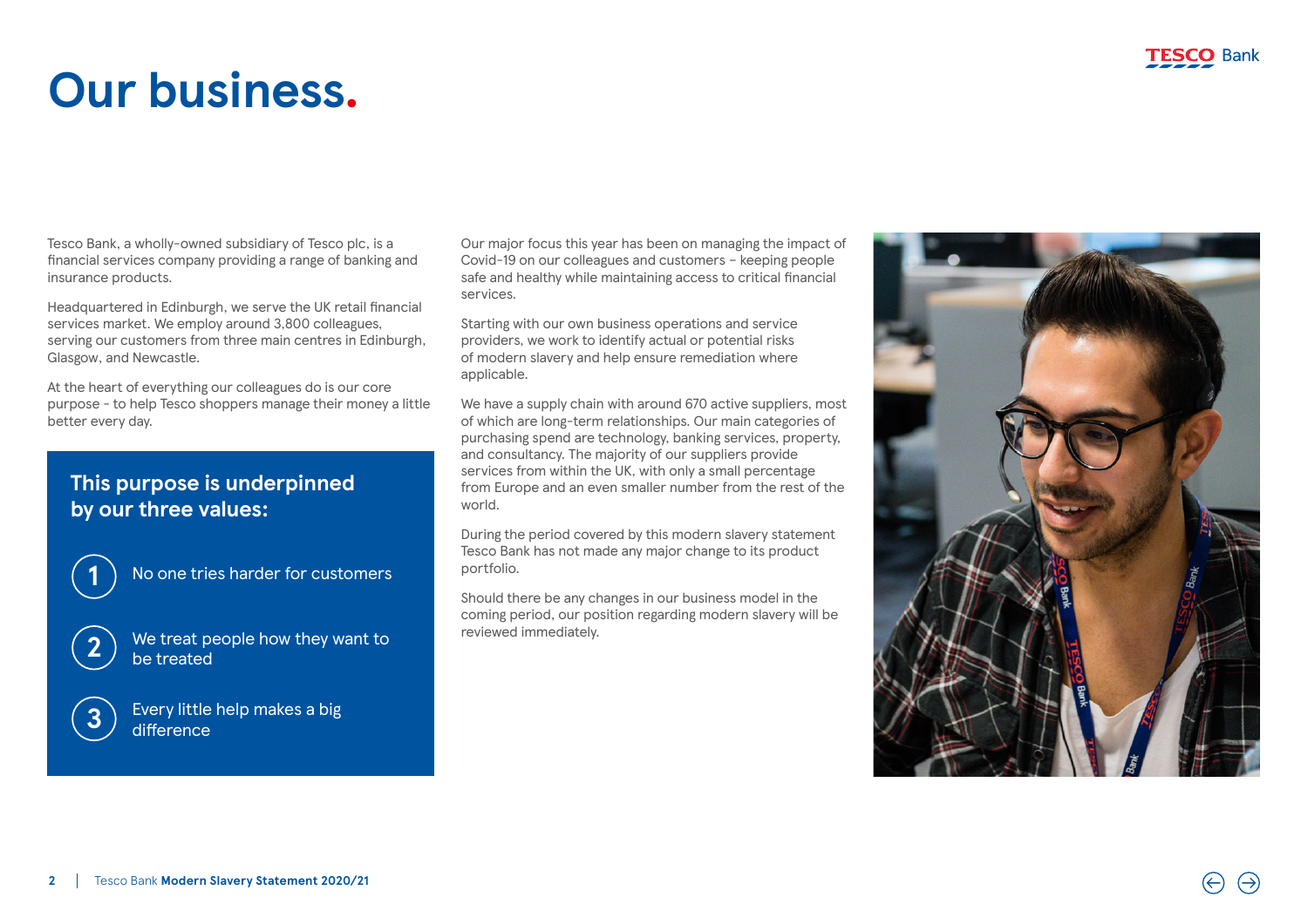# Our business.

Tesco Bank, a wholly-owned subsidiary of Tesco plc, is a financial services company providing a range of banking and insurance products.

Headquartered in Edinburgh, we serve the UK retail financial services market. We employ around 3,800 colleagues, serving our customers from three main centres in Edinburgh, Glasgow, and Newcastle.

At the heart of everything our colleagues do is our core purpose - to help Tesco shoppers manage their money a little better every day.

## This purpose is underpinned by our three values:

1. No one tries harder for customers
2. We treat people how they want to be treated
3. Every little help makes a big difference

Our major focus this year has been on managing the impact of Covid-19 on our colleagues and customers – keeping people safe and healthy while maintaining access to critical financial services.

Starting with our own business operations and service providers, we work to identify actual or potential risks of modern slavery and help ensure remediation where applicable.

We have a supply chain with around 670 active suppliers, most of which are long-term relationships. Our main categories of purchasing spend are technology, banking services, property, and consultancy. The majority of our suppliers provide services from within the UK, with only a small percentage from Europe and an even smaller number from the rest of the world.

During the period covered by this modern slavery statement Tesco Bank has not made any major change to its product portfolio.

Should there be any changes in our business model in the coming period, our position regarding modern slavery will be reviewed immediately.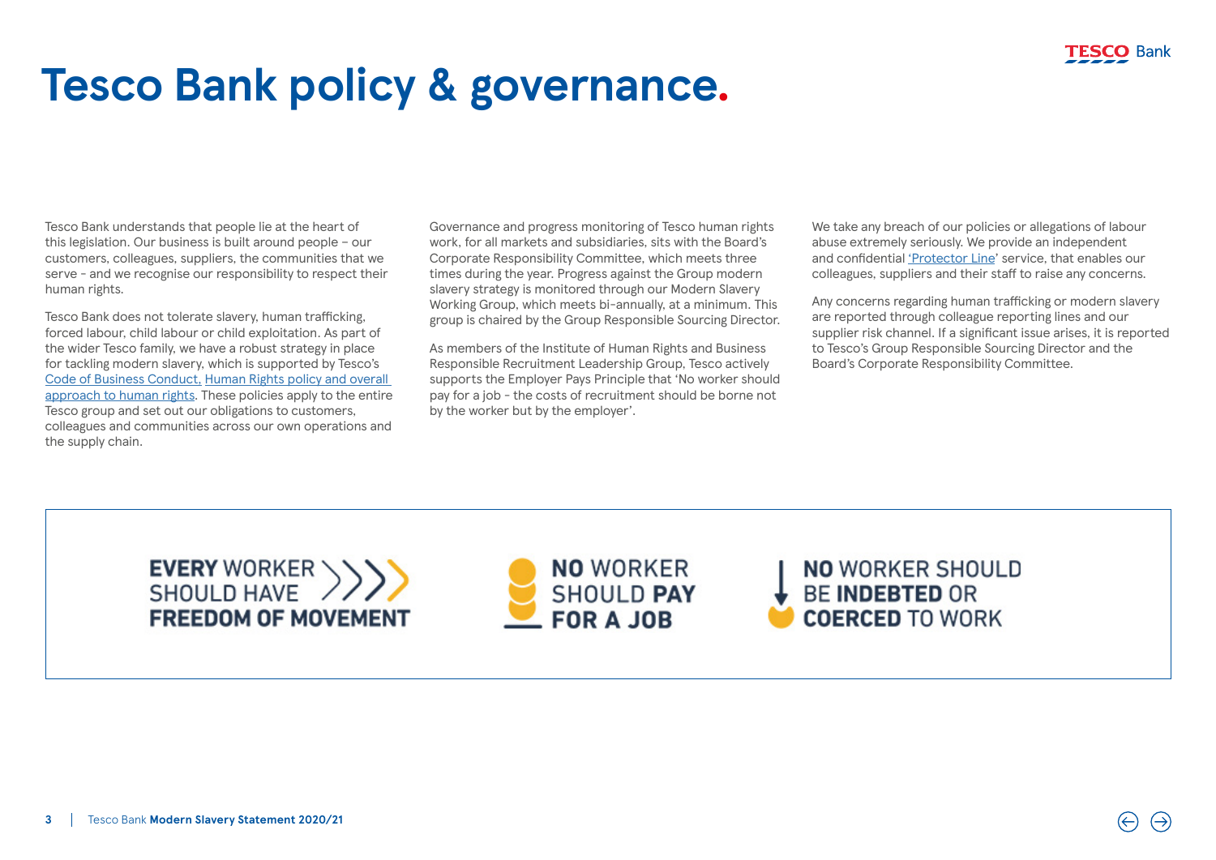# Tesco Bank policy & governance.

Tesco Bank understands that people lie at the heart of this legislation. Our business is built around people – our customers, colleagues, suppliers, the communities that we serve - and we recognise our responsibility to respect their human rights.

Tesco Bank does not tolerate slavery, human trafficking, forced labour, child labour or child exploitation. As part of the wider Tesco family, we have a robust strategy in place for tackling modern slavery, which is supported by Tesco's Code of Business Conduct, Human Rights policy and overall approach to human rights. These policies apply to the entire Tesco group and set out our obligations to customers, colleagues and communities across our own operations and the supply chain.

Governance and progress monitoring of Tesco human rights work, for all markets and subsidiaries, sits with the Board's Corporate Responsibility Committee, which meets three times during the year. Progress against the Group modern slavery strategy is monitored through our Modern Slavery Working Group, which meets bi-annually, at a minimum. This group is chaired by the Group Responsible Sourcing Director.

As members of the Institute of Human Rights and Business Responsible Recruitment Leadership Group, Tesco actively supports the Employer Pays Principle that 'No worker should pay for a job - the costs of recruitment should be borne not by the worker but by the employer'.

We take any breach of our policies or allegations of labour abuse extremely seriously. We provide an independent and confidential 'Protector Line' service, that enables our colleagues, suppliers and their staff to raise any concerns.

Any concerns regarding human trafficking or modern slavery are reported through colleague reporting lines and our supplier risk channel. If a significant issue arises, it is reported to Tesco's Group Responsible Sourcing Director and the Board's Corporate Responsibility Committee.

**EVERY** WORKER SHOULD HAVE **FREEDOM OF MOVEMENT**

**NO** WORKER SHOULD **PAY FOR A JOB**

**NO** WORKER SHOULD BE **INDEBTED** OR **COERCED** TO WORK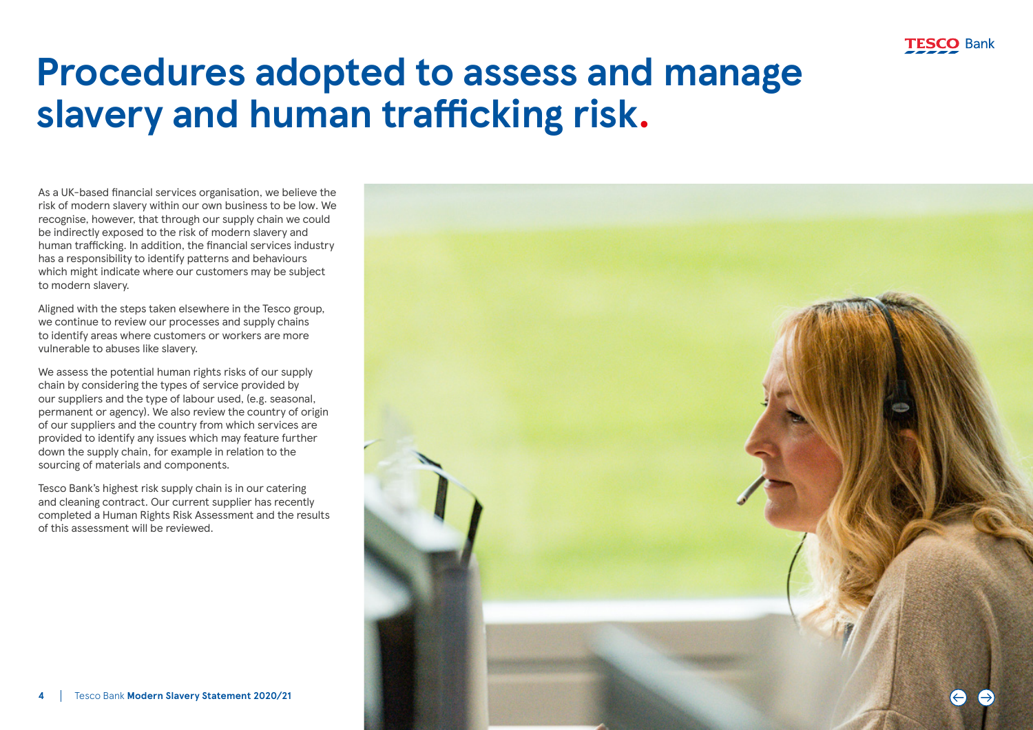# Procedures adopted to assess and manage slavery and human trafficking risk.

As a UK-based financial services organisation, we believe the risk of modern slavery within our own business to be low. We recognise, however, that through our supply chain we could be indirectly exposed to the risk of modern slavery and human trafficking. In addition, the financial services industry has a responsibility to identify patterns and behaviours which might indicate where our customers may be subject to modern slavery.

Aligned with the steps taken elsewhere in the Tesco group, we continue to review our processes and supply chains to identify areas where customers or workers are more vulnerable to abuses like slavery.

We assess the potential human rights risks of our supply chain by considering the types of service provided by our suppliers and the type of labour used, (e.g. seasonal, permanent or agency). We also review the country of origin of our suppliers and the country from which services are provided to identify any issues which may feature further down the supply chain, for example in relation to the sourcing of materials and components.

Tesco Bank's highest risk supply chain is in our catering and cleaning contract. Our current supplier has recently completed a Human Rights Risk Assessment and the results of this assessment will be reviewed.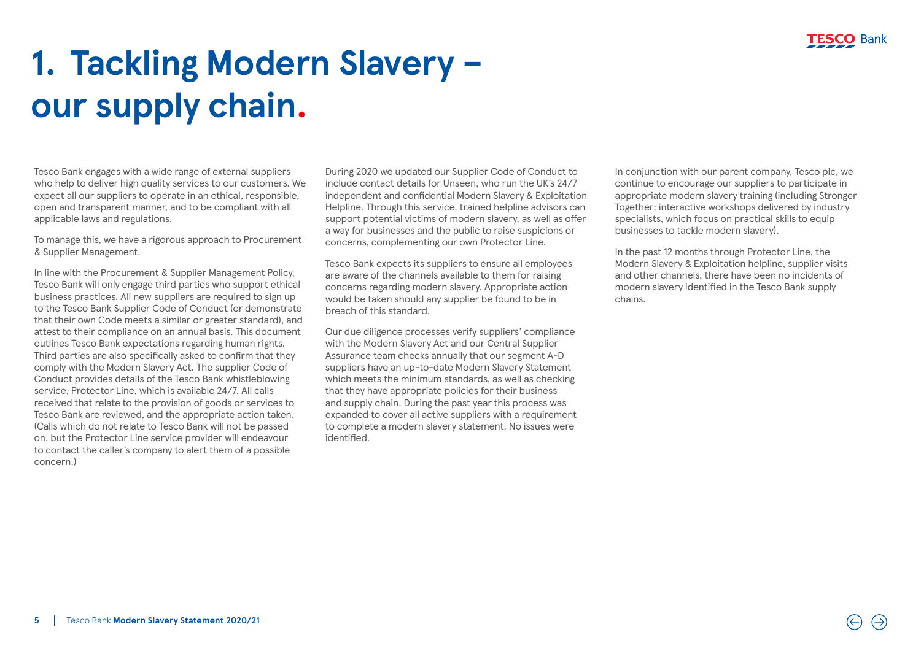# 1. Tackling Modern Slavery – our supply chain.

Tesco Bank engages with a wide range of external suppliers who help to deliver high quality services to our customers. We expect all our suppliers to operate in an ethical, responsible, open and transparent manner, and to be compliant with all applicable laws and regulations.

To manage this, we have a rigorous approach to Procurement & Supplier Management.

In line with the Procurement & Supplier Management Policy, Tesco Bank will only engage third parties who support ethical business practices. All new suppliers are required to sign up to the Tesco Bank Supplier Code of Conduct (or demonstrate that their own Code meets a similar or greater standard), and attest to their compliance on an annual basis. This document outlines Tesco Bank expectations regarding human rights. Third parties are also specifically asked to confirm that they comply with the Modern Slavery Act. The supplier Code of Conduct provides details of the Tesco Bank whistleblowing service, Protector Line, which is available 24/7. All calls received that relate to the provision of goods or services to Tesco Bank are reviewed, and the appropriate action taken. (Calls which do not relate to Tesco Bank will not be passed on, but the Protector Line service provider will endeavour to contact the caller's company to alert them of a possible concern.)

During 2020 we updated our Supplier Code of Conduct to include contact details for Unseen, who run the UK's 24/7 independent and confidential Modern Slavery & Exploitation Helpline. Through this service, trained helpline advisors can support potential victims of modern slavery, as well as offer a way for businesses and the public to raise suspicions or concerns, complementing our own Protector Line.

Tesco Bank expects its suppliers to ensure all employees are aware of the channels available to them for raising concerns regarding modern slavery. Appropriate action would be taken should any supplier be found to be in breach of this standard.

Our due diligence processes verify suppliers' compliance with the Modern Slavery Act and our Central Supplier Assurance team checks annually that our segment A-D suppliers have an up-to-date Modern Slavery Statement which meets the minimum standards, as well as checking that they have appropriate policies for their business and supply chain. During the past year this process was expanded to cover all active suppliers with a requirement to complete a modern slavery statement. No issues were identified.

In conjunction with our parent company, Tesco plc, we continue to encourage our suppliers to participate in appropriate modern slavery training (including Stronger Together; interactive workshops delivered by industry specialists, which focus on practical skills to equip businesses to tackle modern slavery).

In the past 12 months through Protector Line, the Modern Slavery & Exploitation helpline, supplier visits and other channels, there have been no incidents of modern slavery identified in the Tesco Bank supply chains.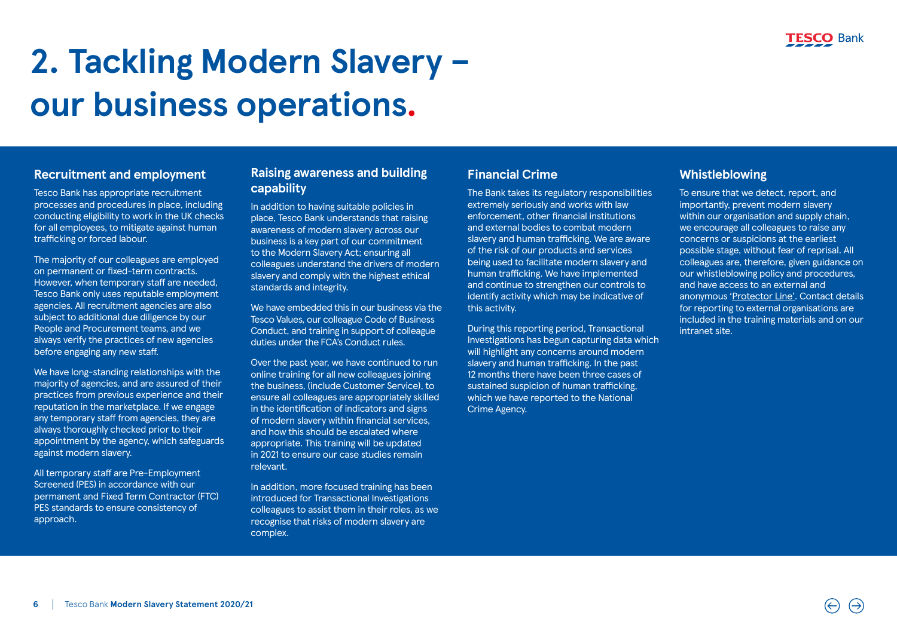# 2. Tackling Modern Slavery – our business operations.

## Recruitment and employment

Tesco Bank has appropriate recruitment processes and procedures in place, including conducting eligibility to work in the UK checks for all employees, to mitigate against human trafficking or forced labour.

The majority of our colleagues are employed on permanent or fixed-term contracts. However, when temporary staff are needed, Tesco Bank only uses reputable employment agencies. All recruitment agencies are also subject to additional due diligence by our People and Procurement teams, and we always verify the practices of new agencies before engaging any new staff.

We have long-standing relationships with the majority of agencies, and are assured of their practices from previous experience and their reputation in the marketplace. If we engage any temporary staff from agencies, they are always thoroughly checked prior to their appointment by the agency, which safeguards against modern slavery.

All temporary staff are Pre-Employment Screened (PES) in accordance with our permanent and Fixed Term Contractor (FTC) PES standards to ensure consistency of approach.

## Raising awareness and building capability

In addition to having suitable policies in place, Tesco Bank understands that raising awareness of modern slavery across our business is a key part of our commitment to the Modern Slavery Act; ensuring all colleagues understand the drivers of modern slavery and comply with the highest ethical standards and integrity.

We have embedded this in our business via the Tesco Values, our colleague Code of Business Conduct, and training in support of colleague duties under the FCA's Conduct rules.

Over the past year, we have continued to run online training for all new colleagues joining the business, (include Customer Service), to ensure all colleagues are appropriately skilled in the identification of indicators and signs of modern slavery within financial services, and how this should be escalated where appropriate. This training will be updated in 2021 to ensure our case studies remain relevant.

In addition, more focused training has been introduced for Transactional Investigations colleagues to assist them in their roles, as we recognise that risks of modern slavery are complex.

## Financial Crime

The Bank takes its regulatory responsibilities extremely seriously and works with law enforcement, other financial institutions and external bodies to combat modern slavery and human trafficking. We are aware of the risk of our products and services being used to facilitate modern slavery and human trafficking. We have implemented and continue to strengthen our controls to identify activity which may be indicative of this activity.

During this reporting period, Transactional Investigations has begun capturing data which will highlight any concerns around modern slavery and human trafficking. In the past 12 months there have been three cases of sustained suspicion of human trafficking, which we have reported to the National Crime Agency.

## Whistleblowing

To ensure that we detect, report, and importantly, prevent modern slavery within our organisation and supply chain, we encourage all colleagues to raise any concerns or suspicions at the earliest possible stage, without fear of reprisal. All colleagues are, therefore, given guidance on our whistleblowing policy and procedures, and have access to an external and anonymous 'Protector Line'. Contact details for reporting to external organisations are included in the training materials and on our intranet site.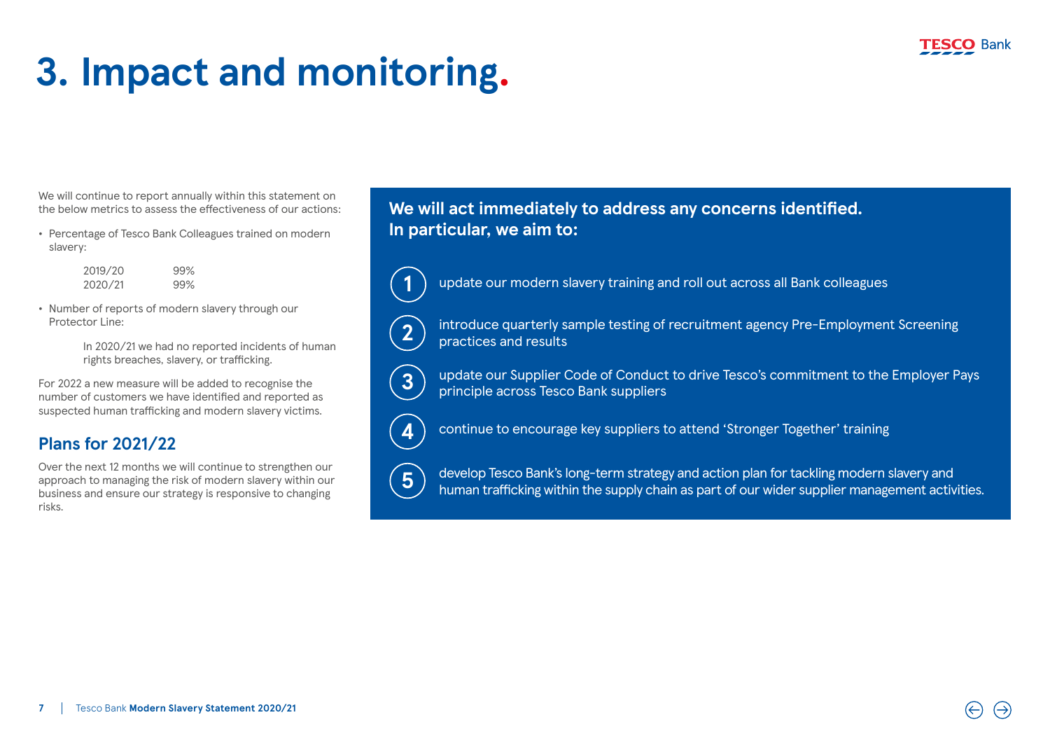# 3. Impact and monitoring.

We will continue to report annually within this statement on the below metrics to assess the effectiveness of our actions:

- Percentage of Tesco Bank Colleagues trained on modern slavery:

| | |
|---|---|
| 2019/20 | 99% |
| 2020/21 | 99% |

- Number of reports of modern slavery through our Protector Line:

  In 2020/21 we had no reported incidents of human rights breaches, slavery, or trafficking.

For 2022 a new measure will be added to recognise the number of customers we have identified and reported as suspected human trafficking and modern slavery victims.

## Plans for 2021/22

Over the next 12 months we will continue to strengthen our approach to managing the risk of modern slavery within our business and ensure our strategy is responsive to changing risks.

**We will act immediately to address any concerns identified. In particular, we aim to:**

1. update our modern slavery training and roll out across all Bank colleagues
2. introduce quarterly sample testing of recruitment agency Pre-Employment Screening practices and results
3. update our Supplier Code of Conduct to drive Tesco's commitment to the Employer Pays principle across Tesco Bank suppliers
4. continue to encourage key suppliers to attend 'Stronger Together' training
5. develop Tesco Bank's long-term strategy and action plan for tackling modern slavery and human trafficking within the supply chain as part of our wider supplier management activities.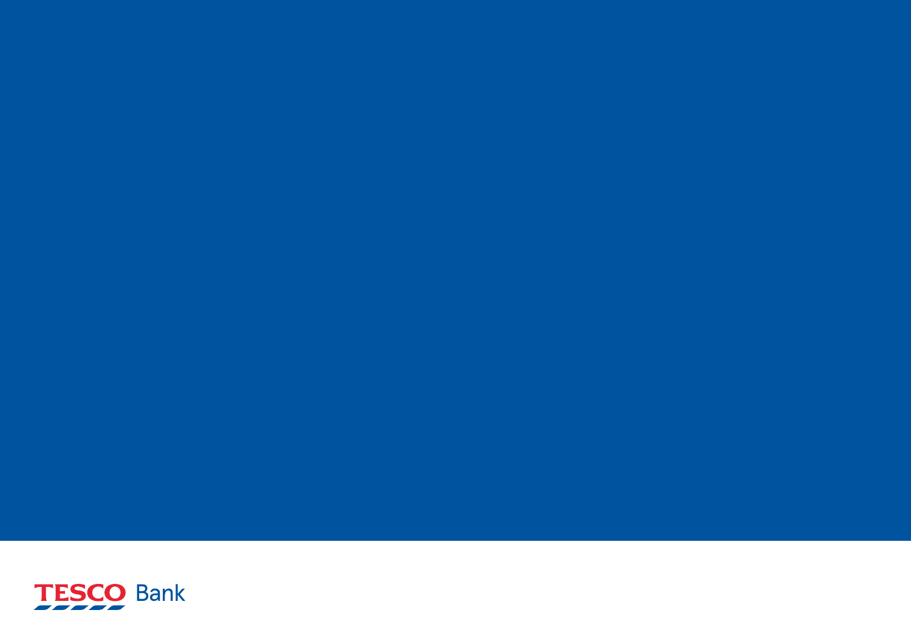TESCO Bank